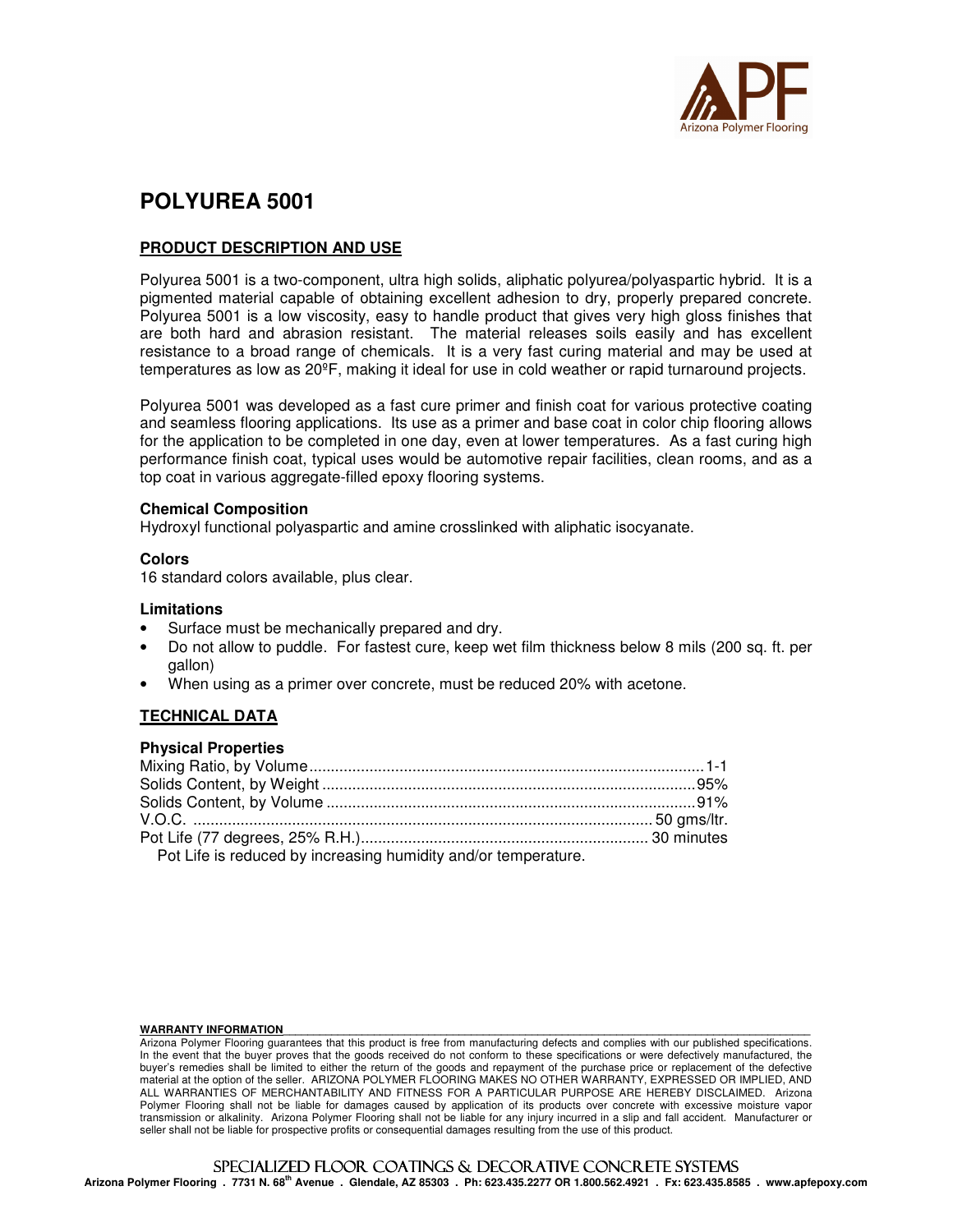# POLYUREA 5001

## PRODUCT DESCRIPTION AND USE

Polyurea 5001 is a two-component, ultra high solids, aliphatic polyurea/polyaspartic hybrid. It is a pigmented material capable of obtaining excellent adhesion to dry, properly prepared concrete. Polyurea 5001 is a low viscosity, easy to handle product that gives very high gloss finishes that are both hard and abrasion resistant. The material releases soils easily and has excellent resistance to a broad range of chemicals. It is a very fast curing material and may be used at temperatures as low as 20ºF, making it ideal for use in cold weather or rapid turnaround projects.

Polyurea 5001 was developed as a fast cure primer and finish coat for various protective coating and seamless flooring applications. Its use as a primer and base coat in color chip flooring allows for the application to be completed in one day, even at lower temperatures. As a fast curing high performance finish coat, typical uses would be automotive repair facilities, clean rooms, and as a top coat in various aggregate-filled epoxy flooring systems.

### Chemical Composition

Hydroxyl functional polyaspartic and amine crosslinked with aliphatic isocyanate.

### Colors

16 standard colors available, plus clear.

### Limitations

- Surface must be mechanically prepared and dry.
- Do not allow to puddle. For fastest cure, keep wet film thickness below 8 mils (200 sq. ft. per gallon)
- When using as a primer over concrete, must be reduced 20% with acetone.

## TECHNICAL DATA

### Physical Properties

Mixing Ratio, by Volume ........ 1-1
Solids Content, by Weight ........ 95%
Solids Content, by Volume ........ 91%
V.O.C. ........ 50 gms/ltr.
Pot Life (77 degrees, 25% R.H.) ........ 30 minutes
Pot Life is reduced by increasing humidity and/or temperature.

**WARRANTY INFORMATION**

Arizona Polymer Flooring guarantees that this product is free from manufacturing defects and complies with our published specifications. In the event that the buyer proves that the goods received do not conform to these specifications or were defectively manufactured, the buyer's remedies shall be limited to either the return of the goods and repayment of the purchase price or replacement of the defective material at the option of the seller. ARIZONA POLYMER FLOORING MAKES NO OTHER WARRANTY, EXPRESSED OR IMPLIED, AND ALL WARRANTIES OF MERCHANTABILITY AND FITNESS FOR A PARTICULAR PURPOSE ARE HEREBY DISCLAIMED. Arizona Polymer Flooring shall not be liable for damages caused by application of its products over concrete with excessive moisture vapor transmission or alkalinity. Arizona Polymer Flooring shall not be liable for any injury incurred in a slip and fall accident. Manufacturer or seller shall not be liable for prospective profits or consequential damages resulting from the use of this product.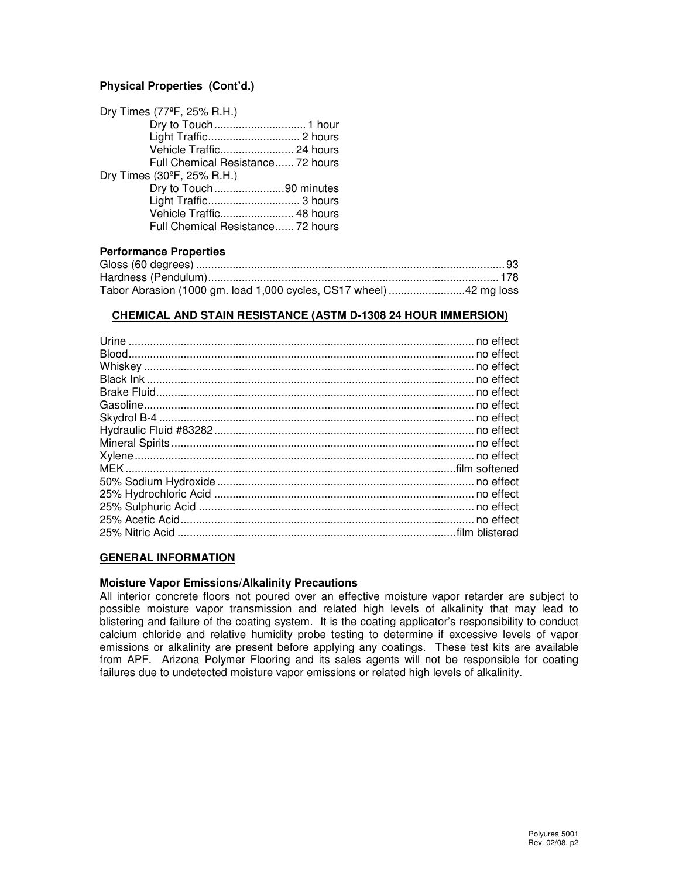**Physical Properties (Cont'd.)**

Dry Times (77ºF, 25% R.H.)

| Property | Time |
| --- | --- |
| Dry to Touch | 1 hour |
| Light Traffic | 2 hours |
| Vehicle Traffic | 24 hours |
| Full Chemical Resistance | 72 hours |

Dry Times (30ºF, 25% R.H.)

| Property | Time |
| --- | --- |
| Dry to Touch | 90 minutes |
| Light Traffic | 3 hours |
| Vehicle Traffic | 48 hours |
| Full Chemical Resistance | 72 hours |

**Performance Properties**

| Property | Value |
| --- | --- |
| Gloss (60 degrees) | 93 |
| Hardness (Pendulum) | 178 |
| Tabor Abrasion (1000 gm. load 1,000 cycles, CS17 wheel) | 42 mg loss |

**CHEMICAL AND STAIN RESISTANCE (ASTM D-1308 24 HOUR IMMERSION)**

| Chemical | Result |
| --- | --- |
| Urine | no effect |
| Blood | no effect |
| Whiskey | no effect |
| Black Ink | no effect |
| Brake Fluid | no effect |
| Gasoline | no effect |
| Skydrol B-4 | no effect |
| Hydraulic Fluid #83282 | no effect |
| Mineral Spirits | no effect |
| Xylene | no effect |
| MEK | film softened |
| 50% Sodium Hydroxide | no effect |
| 25% Hydrochloric Acid | no effect |
| 25% Sulphuric Acid | no effect |
| 25% Acetic Acid | no effect |
| 25% Nitric Acid | film blistered |

**GENERAL INFORMATION**

**Moisture Vapor Emissions/Alkalinity Precautions**

All interior concrete floors not poured over an effective moisture vapor retarder are subject to possible moisture vapor transmission and related high levels of alkalinity that may lead to blistering and failure of the coating system. It is the coating applicator's responsibility to conduct calcium chloride and relative humidity probe testing to determine if excessive levels of vapor emissions or alkalinity are present before applying any coatings. These test kits are available from APF. Arizona Polymer Flooring and its sales agents will not be responsible for coating failures due to undetected moisture vapor emissions or related high levels of alkalinity.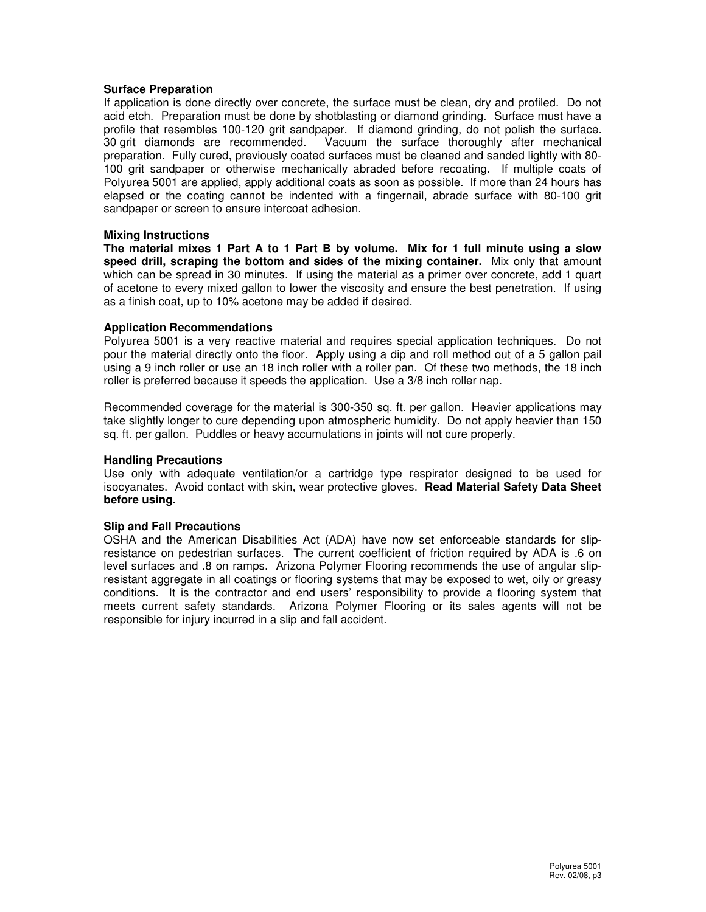**Surface Preparation**

If application is done directly over concrete, the surface must be clean, dry and profiled. Do not acid etch. Preparation must be done by shotblasting or diamond grinding. Surface must have a profile that resembles 100-120 grit sandpaper. If diamond grinding, do not polish the surface. 30 grit diamonds are recommended. Vacuum the surface thoroughly after mechanical preparation. Fully cured, previously coated surfaces must be cleaned and sanded lightly with 80-100 grit sandpaper or otherwise mechanically abraded before recoating. If multiple coats of Polyurea 5001 are applied, apply additional coats as soon as possible. If more than 24 hours has elapsed or the coating cannot be indented with a fingernail, abrade surface with 80-100 grit sandpaper or screen to ensure intercoat adhesion.

**Mixing Instructions**

**The material mixes 1 Part A to 1 Part B by volume. Mix for 1 full minute using a slow speed drill, scraping the bottom and sides of the mixing container.** Mix only that amount which can be spread in 30 minutes. If using the material as a primer over concrete, add 1 quart of acetone to every mixed gallon to lower the viscosity and ensure the best penetration. If using as a finish coat, up to 10% acetone may be added if desired.

**Application Recommendations**

Polyurea 5001 is a very reactive material and requires special application techniques. Do not pour the material directly onto the floor. Apply using a dip and roll method out of a 5 gallon pail using a 9 inch roller or use an 18 inch roller with a roller pan. Of these two methods, the 18 inch roller is preferred because it speeds the application. Use a 3/8 inch roller nap.

Recommended coverage for the material is 300-350 sq. ft. per gallon. Heavier applications may take slightly longer to cure depending upon atmospheric humidity. Do not apply heavier than 150 sq. ft. per gallon. Puddles or heavy accumulations in joints will not cure properly.

**Handling Precautions**

Use only with adequate ventilation/or a cartridge type respirator designed to be used for isocyanates. Avoid contact with skin, wear protective gloves. **Read Material Safety Data Sheet before using.**

**Slip and Fall Precautions**

OSHA and the American Disabilities Act (ADA) have now set enforceable standards for slip-resistance on pedestrian surfaces. The current coefficient of friction required by ADA is .6 on level surfaces and .8 on ramps. Arizona Polymer Flooring recommends the use of angular slip-resistant aggregate in all coatings or flooring systems that may be exposed to wet, oily or greasy conditions. It is the contractor and end users' responsibility to provide a flooring system that meets current safety standards. Arizona Polymer Flooring or its sales agents will not be responsible for injury incurred in a slip and fall accident.